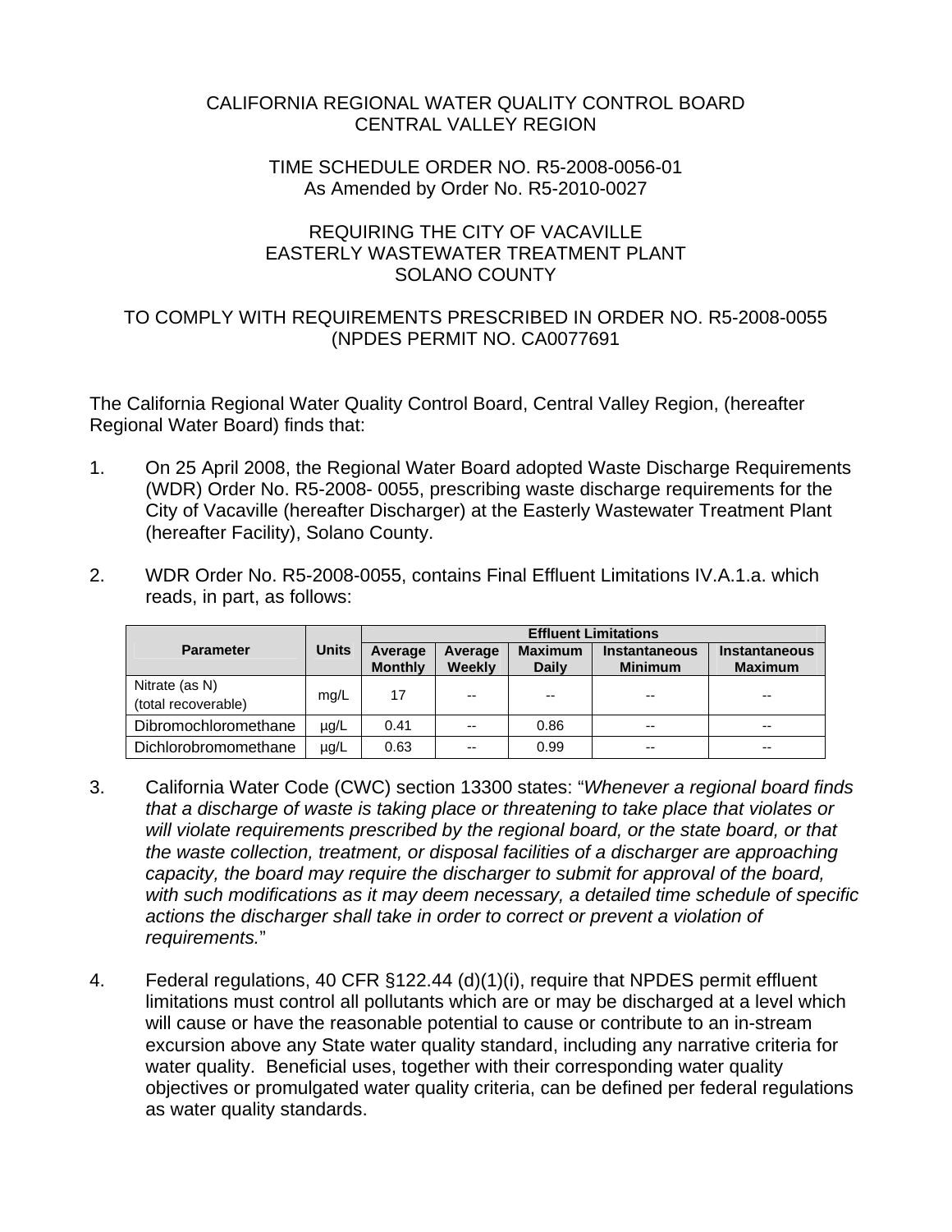CALIFORNIA REGIONAL WATER QUALITY CONTROL BOARD
CENTRAL VALLEY REGION

TIME SCHEDULE ORDER NO. R5-2008-0056-01
As Amended by Order No. R5-2010-0027

REQUIRING THE CITY OF VACAVILLE
EASTERLY WASTEWATER TREATMENT PLANT
SOLANO COUNTY

TO COMPLY WITH REQUIREMENTS PRESCRIBED IN ORDER NO. R5-2008-0055
(NPDES PERMIT NO. CA0077691

The California Regional Water Quality Control Board, Central Valley Region, (hereafter Regional Water Board) finds that:

1. On 25 April 2008, the Regional Water Board adopted Waste Discharge Requirements (WDR) Order No. R5-2008- 0055, prescribing waste discharge requirements for the City of Vacaville (hereafter Discharger) at the Easterly Wastewater Treatment Plant (hereafter Facility), Solano County.

2. WDR Order No. R5-2008-0055, contains Final Effluent Limitations IV.A.1.a. which reads, in part, as follows:

| Parameter | Units | Effluent Limitations | | | | |
|---|---|---|---|---|---|---|
| | | Average Monthly | Average Weekly | Maximum Daily | Instantaneous Minimum | Instantaneous Maximum |
| Nitrate (as N) (total recoverable) | mg/L | 17 | -- | -- | -- | -- |
| Dibromochloromethane | µg/L | 0.41 | -- | 0.86 | -- | -- |
| Dichlorobromomethane | µg/L | 0.63 | -- | 0.99 | -- | -- |

3. California Water Code (CWC) section 13300 states: "*Whenever a regional board finds that a discharge of waste is taking place or threatening to take place that violates or will violate requirements prescribed by the regional board, or the state board, or that the waste collection, treatment, or disposal facilities of a discharger are approaching capacity, the board may require the discharger to submit for approval of the board, with such modifications as it may deem necessary, a detailed time schedule of specific actions the discharger shall take in order to correct or prevent a violation of requirements.*"

4. Federal regulations, 40 CFR §122.44 (d)(1)(i), require that NPDES permit effluent limitations must control all pollutants which are or may be discharged at a level which will cause or have the reasonable potential to cause or contribute to an in-stream excursion above any State water quality standard, including any narrative criteria for water quality. Beneficial uses, together with their corresponding water quality objectives or promulgated water quality criteria, can be defined per federal regulations as water quality standards.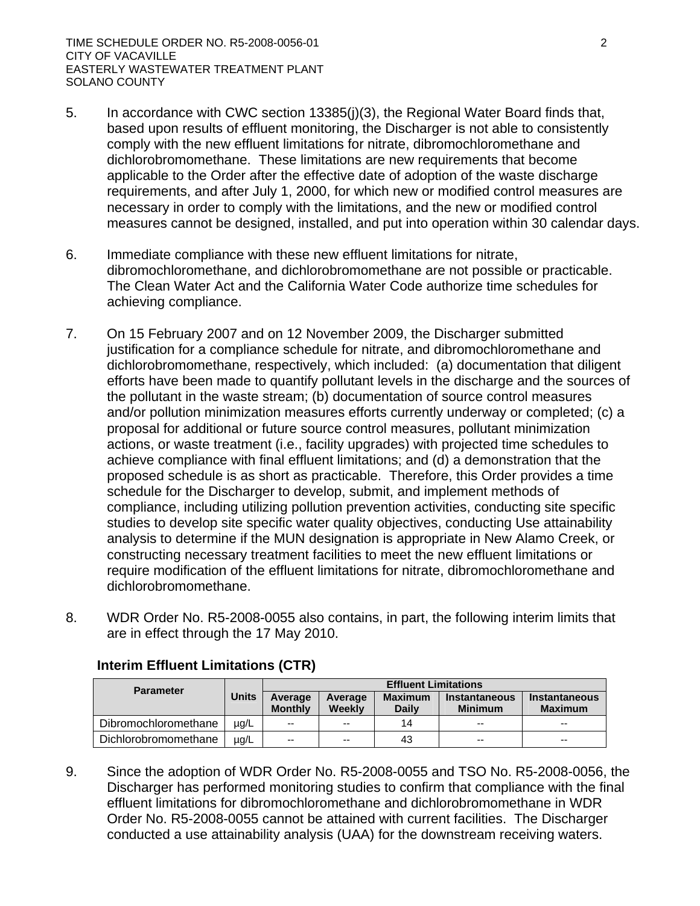5. In accordance with CWC section 13385(j)(3), the Regional Water Board finds that, based upon results of effluent monitoring, the Discharger is not able to consistently comply with the new effluent limitations for nitrate, dibromochloromethane and dichlorobromomethane. These limitations are new requirements that become applicable to the Order after the effective date of adoption of the waste discharge requirements, and after July 1, 2000, for which new or modified control measures are necessary in order to comply with the limitations, and the new or modified control measures cannot be designed, installed, and put into operation within 30 calendar days.

6. Immediate compliance with these new effluent limitations for nitrate, dibromochloromethane, and dichlorobromomethane are not possible or practicable. The Clean Water Act and the California Water Code authorize time schedules for achieving compliance.

7. On 15 February 2007 and on 12 November 2009, the Discharger submitted justification for a compliance schedule for nitrate, and dibromochloromethane and dichlorobromomethane, respectively, which included: (a) documentation that diligent efforts have been made to quantify pollutant levels in the discharge and the sources of the pollutant in the waste stream; (b) documentation of source control measures and/or pollution minimization measures efforts currently underway or completed; (c) a proposal for additional or future source control measures, pollutant minimization actions, or waste treatment (i.e., facility upgrades) with projected time schedules to achieve compliance with final effluent limitations; and (d) a demonstration that the proposed schedule is as short as practicable. Therefore, this Order provides a time schedule for the Discharger to develop, submit, and implement methods of compliance, including utilizing pollution prevention activities, conducting site specific studies to develop site specific water quality objectives, conducting Use attainability analysis to determine if the MUN designation is appropriate in New Alamo Creek, or constructing necessary treatment facilities to meet the new effluent limitations or require modification of the effluent limitations for nitrate, dibromochloromethane and dichlorobromomethane.

8. WDR Order No. R5-2008-0055 also contains, in part, the following interim limits that are in effect through the 17 May 2010.

**Interim Effluent Limitations (CTR)**

| Parameter | Units | Effluent Limitations | | | | |
|---|---|---|---|---|---|---|
| | | Average Monthly | Average Weekly | Maximum Daily | Instantaneous Minimum | Instantaneous Maximum |
| Dibromochloromethane | µg/L | -- | -- | 14 | -- | -- |
| Dichlorobromomethane | µg/L | -- | -- | 43 | -- | -- |

9. Since the adoption of WDR Order No. R5-2008-0055 and TSO No. R5-2008-0056, the Discharger has performed monitoring studies to confirm that compliance with the final effluent limitations for dibromochloromethane and dichlorobromomethane in WDR Order No. R5-2008-0055 cannot be attained with current facilities. The Discharger conducted a use attainability analysis (UAA) for the downstream receiving waters.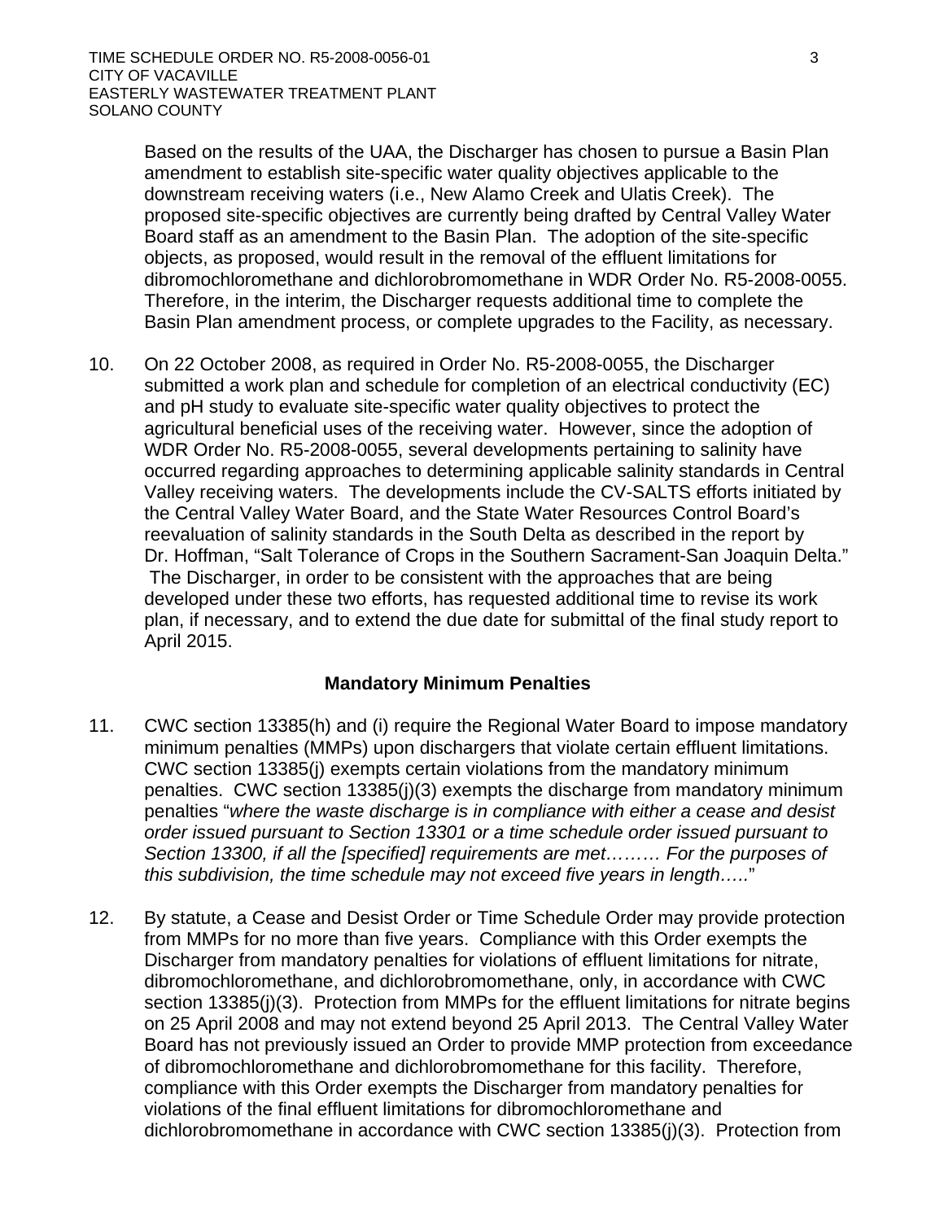Based on the results of the UAA, the Discharger has chosen to pursue a Basin Plan amendment to establish site-specific water quality objectives applicable to the downstream receiving waters (i.e., New Alamo Creek and Ulatis Creek). The proposed site-specific objectives are currently being drafted by Central Valley Water Board staff as an amendment to the Basin Plan. The adoption of the site-specific objects, as proposed, would result in the removal of the effluent limitations for dibromochloromethane and dichlorobromomethane in WDR Order No. R5-2008-0055. Therefore, in the interim, the Discharger requests additional time to complete the Basin Plan amendment process, or complete upgrades to the Facility, as necessary.

10. On 22 October 2008, as required in Order No. R5-2008-0055, the Discharger submitted a work plan and schedule for completion of an electrical conductivity (EC) and pH study to evaluate site-specific water quality objectives to protect the agricultural beneficial uses of the receiving water. However, since the adoption of WDR Order No. R5-2008-0055, several developments pertaining to salinity have occurred regarding approaches to determining applicable salinity standards in Central Valley receiving waters. The developments include the CV-SALTS efforts initiated by the Central Valley Water Board, and the State Water Resources Control Board's reevaluation of salinity standards in the South Delta as described in the report by Dr. Hoffman, "Salt Tolerance of Crops in the Southern Sacrament-San Joaquin Delta." The Discharger, in order to be consistent with the approaches that are being developed under these two efforts, has requested additional time to revise its work plan, if necessary, and to extend the due date for submittal of the final study report to April 2015.

### Mandatory Minimum Penalties

11. CWC section 13385(h) and (i) require the Regional Water Board to impose mandatory minimum penalties (MMPs) upon dischargers that violate certain effluent limitations. CWC section 13385(j) exempts certain violations from the mandatory minimum penalties. CWC section 13385(j)(3) exempts the discharge from mandatory minimum penalties "*where the waste discharge is in compliance with either a cease and desist order issued pursuant to Section 13301 or a time schedule order issued pursuant to Section 13300, if all the [specified] requirements are met……… For the purposes of this subdivision, the time schedule may not exceed five years in length…..*"

12. By statute, a Cease and Desist Order or Time Schedule Order may provide protection from MMPs for no more than five years. Compliance with this Order exempts the Discharger from mandatory penalties for violations of effluent limitations for nitrate, dibromochloromethane, and dichlorobromomethane, only, in accordance with CWC section 13385(j)(3). Protection from MMPs for the effluent limitations for nitrate begins on 25 April 2008 and may not extend beyond 25 April 2013. The Central Valley Water Board has not previously issued an Order to provide MMP protection from exceedance of dibromochloromethane and dichlorobromomethane for this facility. Therefore, compliance with this Order exempts the Discharger from mandatory penalties for violations of the final effluent limitations for dibromochloromethane and dichlorobromomethane in accordance with CWC section 13385(j)(3). Protection from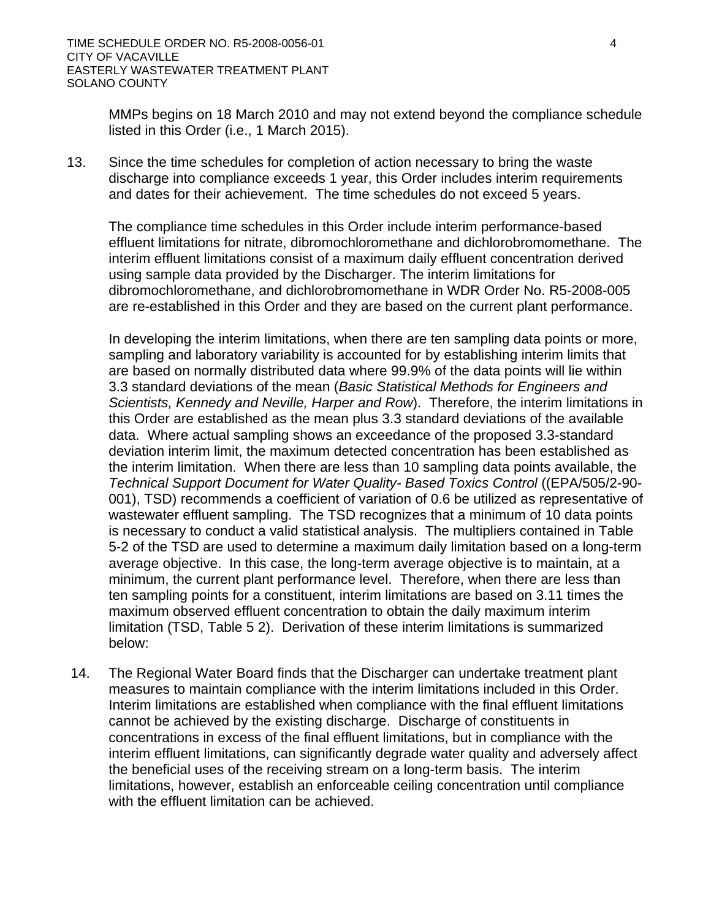MMPs begins on 18 March 2010 and may not extend beyond the compliance schedule listed in this Order (i.e., 1 March 2015).

13. Since the time schedules for completion of action necessary to bring the waste discharge into compliance exceeds 1 year, this Order includes interim requirements and dates for their achievement. The time schedules do not exceed 5 years.

    The compliance time schedules in this Order include interim performance-based effluent limitations for nitrate, dibromochloromethane and dichlorobromomethane. The interim effluent limitations consist of a maximum daily effluent concentration derived using sample data provided by the Discharger. The interim limitations for dibromochloromethane, and dichlorobromomethane in WDR Order No. R5-2008-005 are re-established in this Order and they are based on the current plant performance.

    In developing the interim limitations, when there are ten sampling data points or more, sampling and laboratory variability is accounted for by establishing interim limits that are based on normally distributed data where 99.9% of the data points will lie within 3.3 standard deviations of the mean (*Basic Statistical Methods for Engineers and Scientists, Kennedy and Neville, Harper and Row*). Therefore, the interim limitations in this Order are established as the mean plus 3.3 standard deviations of the available data. Where actual sampling shows an exceedance of the proposed 3.3-standard deviation interim limit, the maximum detected concentration has been established as the interim limitation. When there are less than 10 sampling data points available, the *Technical Support Document for Water Quality- Based Toxics Control* ((EPA/505/2-90-001), TSD) recommends a coefficient of variation of 0.6 be utilized as representative of wastewater effluent sampling. The TSD recognizes that a minimum of 10 data points is necessary to conduct a valid statistical analysis. The multipliers contained in Table 5-2 of the TSD are used to determine a maximum daily limitation based on a long-term average objective. In this case, the long-term average objective is to maintain, at a minimum, the current plant performance level. Therefore, when there are less than ten sampling points for a constituent, interim limitations are based on 3.11 times the maximum observed effluent concentration to obtain the daily maximum interim limitation (TSD, Table 5 2). Derivation of these interim limitations is summarized below:

14. The Regional Water Board finds that the Discharger can undertake treatment plant measures to maintain compliance with the interim limitations included in this Order. Interim limitations are established when compliance with the final effluent limitations cannot be achieved by the existing discharge. Discharge of constituents in concentrations in excess of the final effluent limitations, but in compliance with the interim effluent limitations, can significantly degrade water quality and adversely affect the beneficial uses of the receiving stream on a long-term basis. The interim limitations, however, establish an enforceable ceiling concentration until compliance with the effluent limitation can be achieved.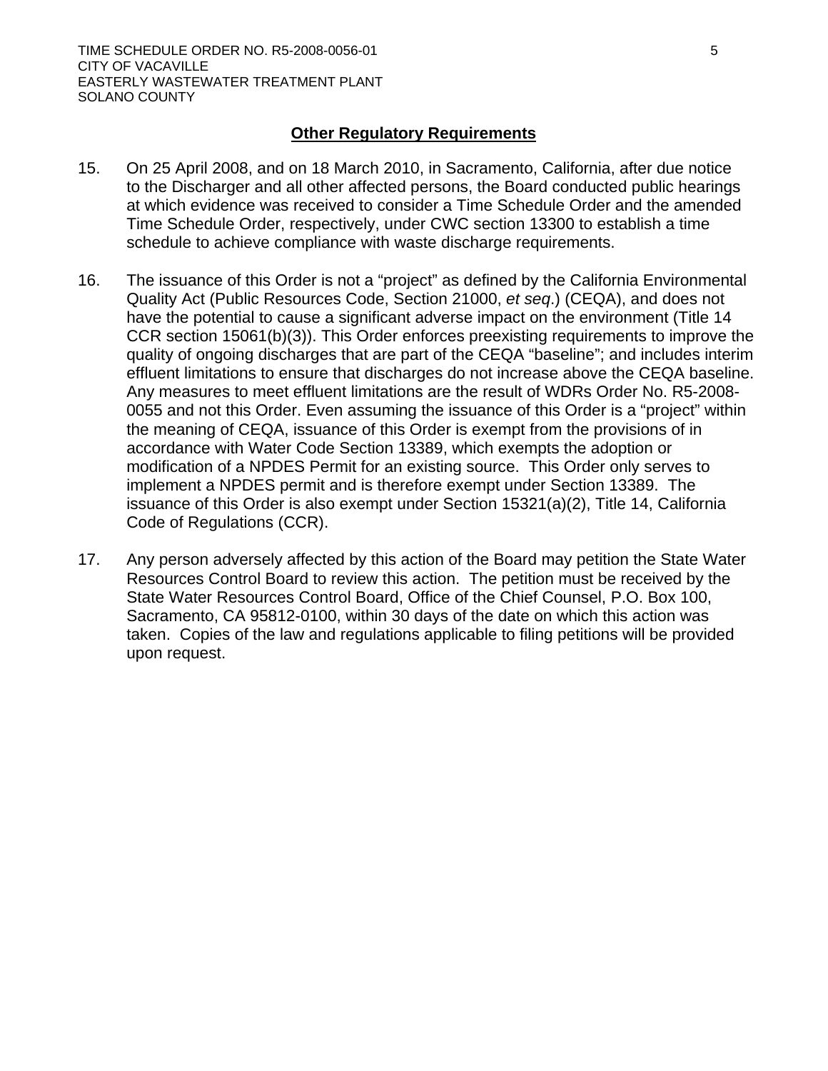## Other Regulatory Requirements

15. On 25 April 2008, and on 18 March 2010, in Sacramento, California, after due notice to the Discharger and all other affected persons, the Board conducted public hearings at which evidence was received to consider a Time Schedule Order and the amended Time Schedule Order, respectively, under CWC section 13300 to establish a time schedule to achieve compliance with waste discharge requirements.

16. The issuance of this Order is not a "project" as defined by the California Environmental Quality Act (Public Resources Code, Section 21000, *et seq.*) (CEQA), and does not have the potential to cause a significant adverse impact on the environment (Title 14 CCR section 15061(b)(3)). This Order enforces preexisting requirements to improve the quality of ongoing discharges that are part of the CEQA "baseline"; and includes interim effluent limitations to ensure that discharges do not increase above the CEQA baseline. Any measures to meet effluent limitations are the result of WDRs Order No. R5-2008-0055 and not this Order. Even assuming the issuance of this Order is a "project" within the meaning of CEQA, issuance of this Order is exempt from the provisions of in accordance with Water Code Section 13389, which exempts the adoption or modification of a NPDES Permit for an existing source. This Order only serves to implement a NPDES permit and is therefore exempt under Section 13389. The issuance of this Order is also exempt under Section 15321(a)(2), Title 14, California Code of Regulations (CCR).

17. Any person adversely affected by this action of the Board may petition the State Water Resources Control Board to review this action. The petition must be received by the State Water Resources Control Board, Office of the Chief Counsel, P.O. Box 100, Sacramento, CA 95812-0100, within 30 days of the date on which this action was taken. Copies of the law and regulations applicable to filing petitions will be provided upon request.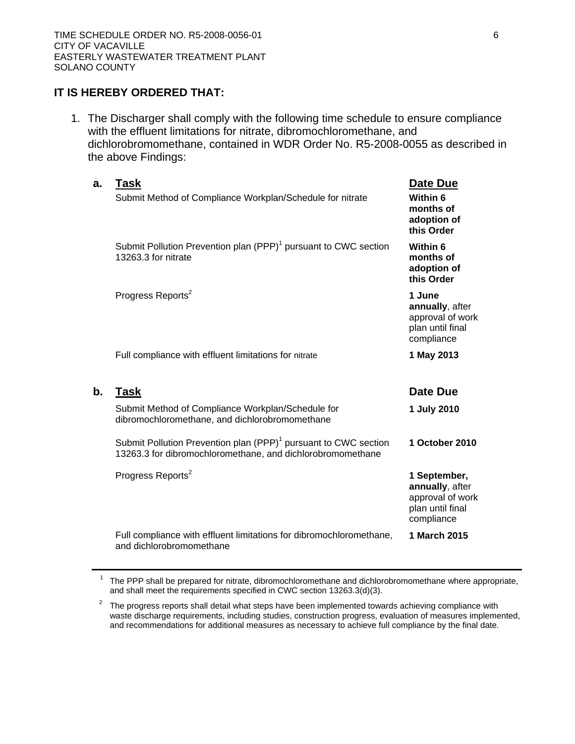**IT IS HEREBY ORDERED THAT:**

1. The Discharger shall comply with the following time schedule to ensure compliance with the effluent limitations for nitrate, dibromochloromethane, and dichlorobromomethane, contained in WDR Order No. R5-2008-0055 as described in the above Findings:

**a.**

| Task | Date Due |
|---|---|
| Submit Method of Compliance Workplan/Schedule for nitrate | **Within 6 months of adoption of this Order** |
| Submit Pollution Prevention plan (PPP)[1] pursuant to CWC section 13263.3 for nitrate | **Within 6 months of adoption of this Order** |
| Progress Reports[2] | **1 June annually**, after approval of work plan until final compliance |
| Full compliance with effluent limitations for nitrate | **1 May 2013** |

**b.**

| Task | Date Due |
|---|---|
| Submit Method of Compliance Workplan/Schedule for dibromochloromethane, and dichlorobromomethane | **1 July 2010** |
| Submit Pollution Prevention plan (PPP)[1] pursuant to CWC section 13263.3 for dibromochloromethane, and dichlorobromomethane | **1 October 2010** |
| Progress Reports[2] | **1 September, annually**, after approval of work plan until final compliance |
| Full compliance with effluent limitations for dibromochloromethane, and dichlorobromomethane | **1 March 2015** |

---

[1] The PPP shall be prepared for nitrate, dibromochloromethane and dichlorobromomethane where appropriate, and shall meet the requirements specified in CWC section 13263.3(d)(3).

[2] The progress reports shall detail what steps have been implemented towards achieving compliance with waste discharge requirements, including studies, construction progress, evaluation of measures implemented, and recommendations for additional measures as necessary to achieve full compliance by the final date.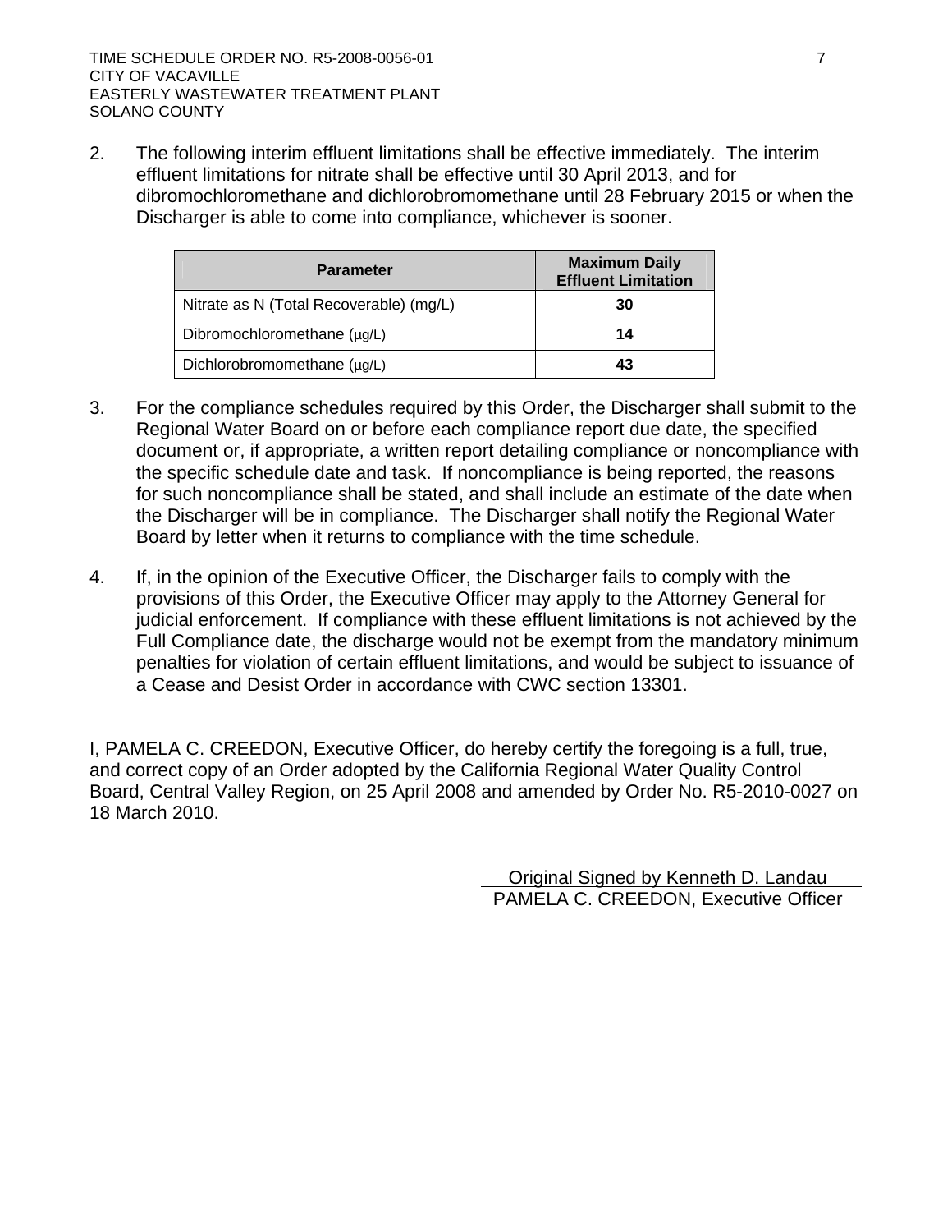2. The following interim effluent limitations shall be effective immediately. The interim effluent limitations for nitrate shall be effective until 30 April 2013, and for dibromochloromethane and dichlorobromomethane until 28 February 2015 or when the Discharger is able to come into compliance, whichever is sooner.

| Parameter | Maximum Daily Effluent Limitation |
|---|---|
| Nitrate as N (Total Recoverable) (mg/L) | **30** |
| Dibromochloromethane (μg/L) | **14** |
| Dichlorobromomethane (μg/L) | **43** |

3. For the compliance schedules required by this Order, the Discharger shall submit to the Regional Water Board on or before each compliance report due date, the specified document or, if appropriate, a written report detailing compliance or noncompliance with the specific schedule date and task. If noncompliance is being reported, the reasons for such noncompliance shall be stated, and shall include an estimate of the date when the Discharger will be in compliance. The Discharger shall notify the Regional Water Board by letter when it returns to compliance with the time schedule.

4. If, in the opinion of the Executive Officer, the Discharger fails to comply with the provisions of this Order, the Executive Officer may apply to the Attorney General for judicial enforcement. If compliance with these effluent limitations is not achieved by the Full Compliance date, the discharge would not be exempt from the mandatory minimum penalties for violation of certain effluent limitations, and would be subject to issuance of a Cease and Desist Order in accordance with CWC section 13301.

I, PAMELA C. CREEDON, Executive Officer, do hereby certify the foregoing is a full, true, and correct copy of an Order adopted by the California Regional Water Quality Control Board, Central Valley Region, on 25 April 2008 and amended by Order No. R5-2010-0027 on 18 March 2010.

Original Signed by Kenneth D. Landau
PAMELA C. CREEDON, Executive Officer